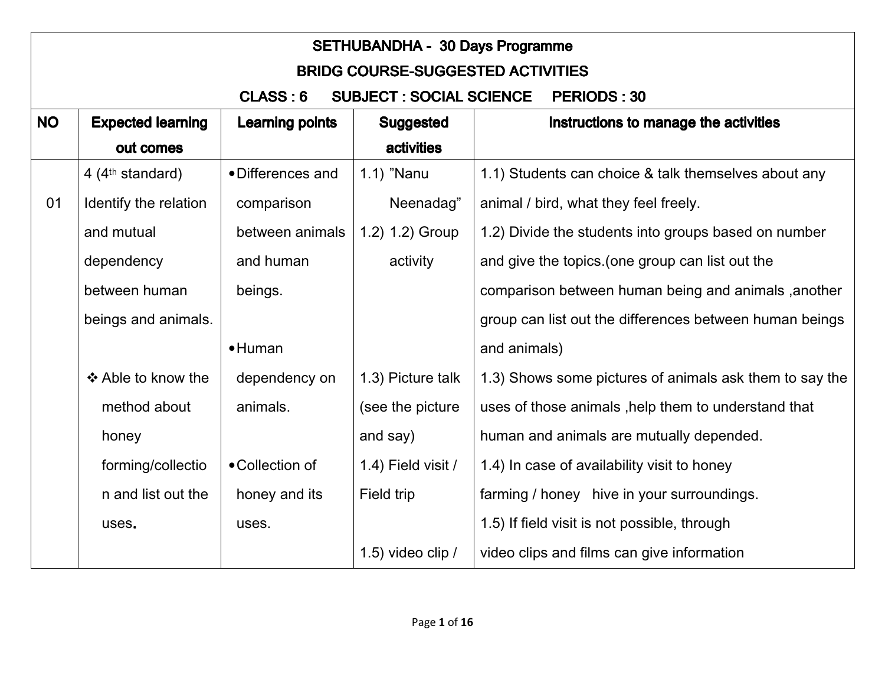# SETHUBANDHA - 30 Days Programme

## BRIDG COURSE-SUGGESTED ACTIVITIES

### CLASS : 6 SUBJECT : SOCIAL SCIENCE PERIODS : 30

| NO | Expected learning out comes | Learning points | Suggested activities | Instructions to manage the activities |
|---|---|---|---|---|
| 01 | 4 (4th standard) Identify the relation and mutual dependency between human beings and animals.<br><br>❖ Able to know the method about honey forming/collection and list out the uses. | • Differences and comparison between animals and human beings.<br><br>• Human dependency on animals.<br><br>• Collection of honey and its uses. | 1.1) "Nanu Neenadag"<br>1.2) 1.2) Group activity<br><br>1.3) Picture talk (see the picture and say)<br><br>1.4) Field visit / Field trip<br><br>1.5) video clip / | 1.1) Students can choice & talk themselves about any animal / bird, what they feel freely.<br>1.2) Divide the students into groups based on number and give the topics.(one group can list out the comparison between human being and animals ,another group can list out the differences between human beings and animals)<br>1.3) Shows some pictures of animals ask them to say the uses of those animals ,help them to understand that human and animals are mutually depended.<br>1.4) In case of availability visit to honey farming / honey hive in your surroundings.<br>1.5) If field visit is not possible, through video clips and films can give information |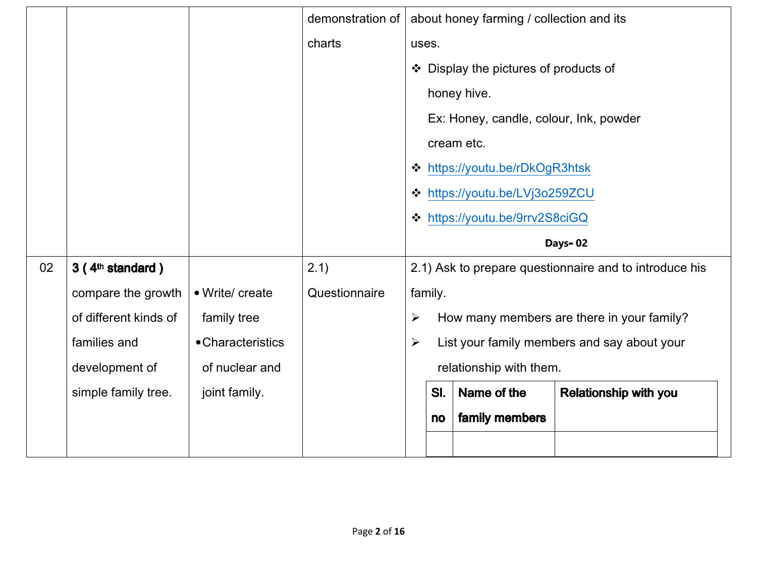| | | | | |
|---|---|---|---|---|
| | | | demonstration of charts | about honey farming / collection and its uses.<br>❖ Display the pictures of products of honey hive.<br>Ex: Honey, candle, colour, Ink, powder cream etc.<br>❖ https://youtu.be/rDkOgR3htsk<br>❖ https://youtu.be/LVj3o259ZCU<br>❖ https://youtu.be/9rrv2S8ciGQ<br>**Days- 02** |
| 02 | **3 ( 4th standard )** compare the growth of different kinds of families and development of simple family tree. | • Write/ create family tree<br>• Characteristics of nuclear and joint family. | 2.1) Questionnaire | 2.1) Ask to prepare questionnaire and to introduce his family.<br>➢ How many members are there in your family?<br>➢ List your family members and say about your relationship with them.<br><br>**Sl. no** \| **Name of the family members** \| **Relationship with you** |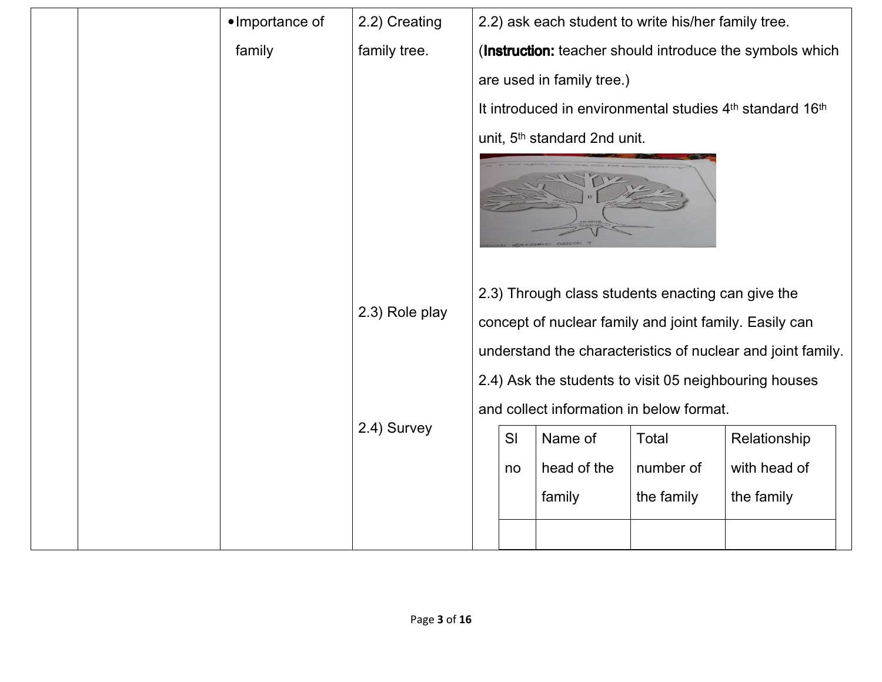| | | • Importance of family | 2.2) Creating family tree. | 2.2) ask each student to write his/her family tree. (**Instruction:** teacher should introduce the symbols which are used in family tree.) It introduced in environmental studies 4th standard 16th unit, 5th standard 2nd unit. |
|---|---|---|---|---|
| | | | 2.3) Role play | 2.3) Through class students enacting can give the concept of nuclear family and joint family. Easily can understand the characteristics of nuclear and joint family. |
| | | | 2.4) Survey | 2.4) Ask the students to visit 05 neighbouring houses and collect information in below format. |

| Sl no | Name of head of the family | Total number of the family | Relationship with head of the family |
|---|---|---|---|
| | | | |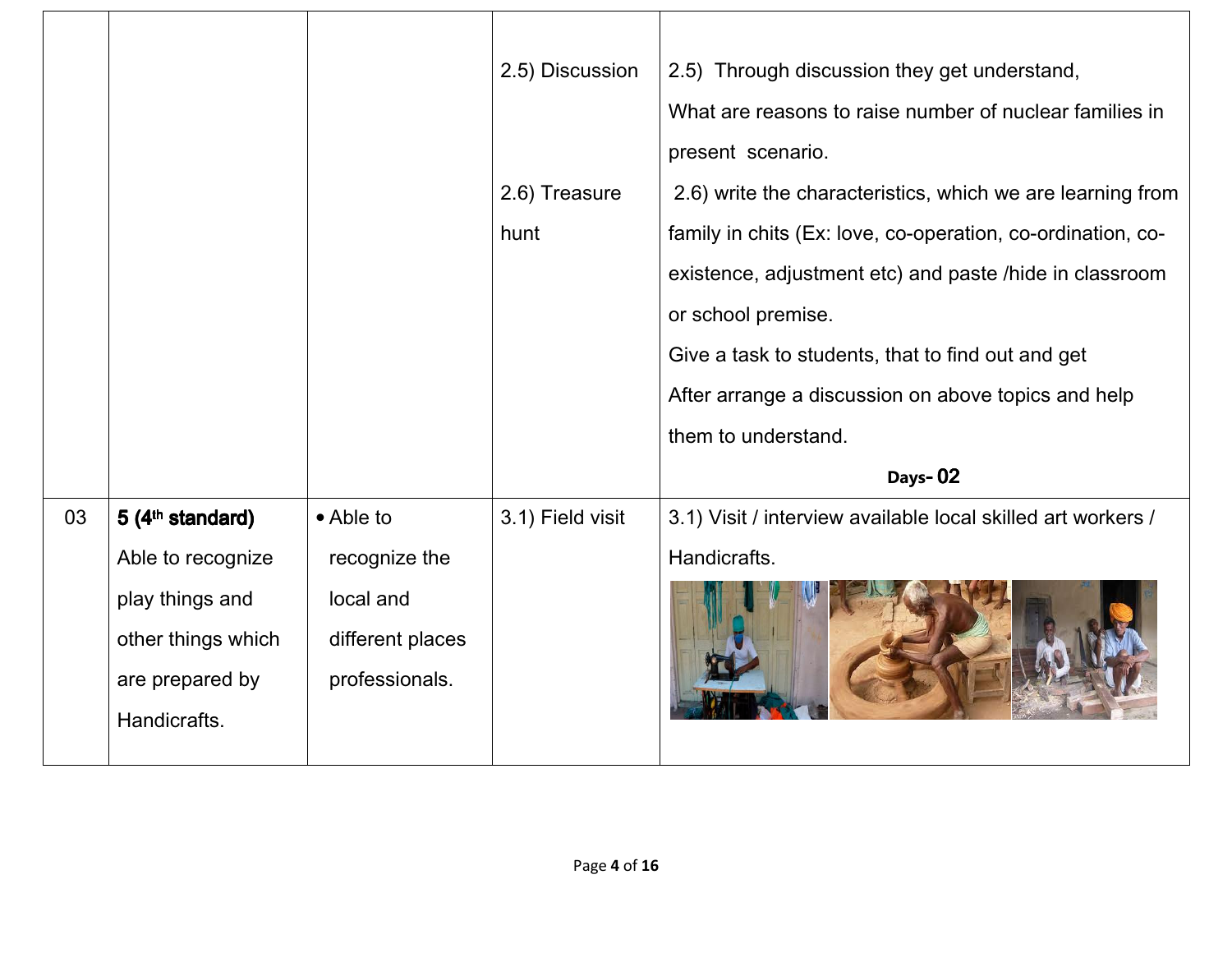| | | | | |
|---|---|---|---|---|
| | | | 2.5) Discussion | 2.5) Through discussion they get understand, What are reasons to raise number of nuclear families in present scenario. |
| | | | 2.6) Treasure hunt | 2.6) write the characteristics, which we are learning from family in chits (Ex: love, co-operation, co-ordination, co-existence, adjustment etc) and paste /hide in classroom or school premise. Give a task to students, that to find out and get After arrange a discussion on above topics and help them to understand. **Days- 02** |
| 03 | **5 (4th standard)** Able to recognize play things and other things which are prepared by Handicrafts. | • Able to recognize the local and different places professionals. | 3.1) Field visit | 3.1) Visit / interview available local skilled art workers / Handicrafts. |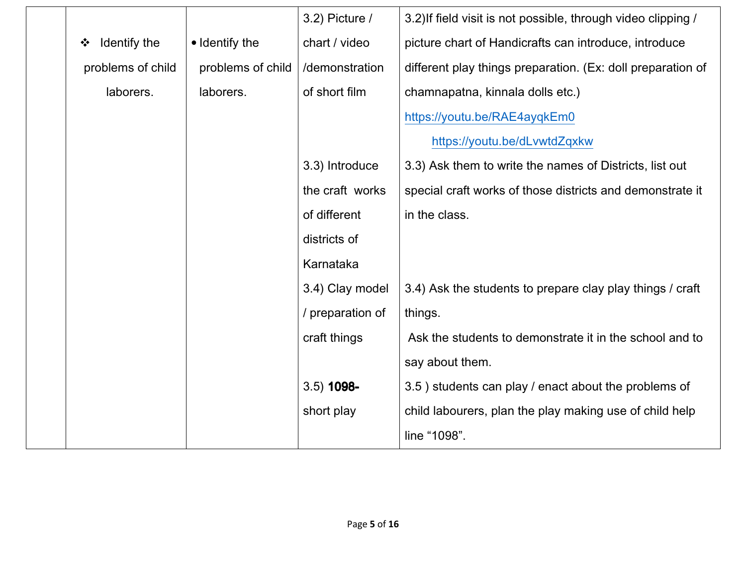|  |  |  |  |  |
|---|---|---|---|---|
|  | ❖ Identify the problems of child laborers. | • Identify the problems of child laborers. | 3.2) Picture / chart / video /demonstration of short film | 3.2)If field visit is not possible, through video clipping / picture chart of Handicrafts can introduce, introduce different play things preparation. (Ex: doll preparation of chamnapatna, kinnala dolls etc.) https://youtu.be/RAE4ayqkEm0 https://youtu.be/dLvwtdZqxkw |
|  |  |  | 3.3) Introduce the craft works of different districts of Karnataka | 3.3) Ask them to write the names of Districts, list out special craft works of those districts and demonstrate it in the class. |
|  |  |  | 3.4) Clay model / preparation of craft things | 3.4) Ask the students to prepare clay play things / craft things. Ask the students to demonstrate it in the school and to say about them. |
|  |  |  | 3.5) **1098-** short play | 3.5 ) students can play / enact about the problems of child labourers, plan the play making use of child help line "1098". |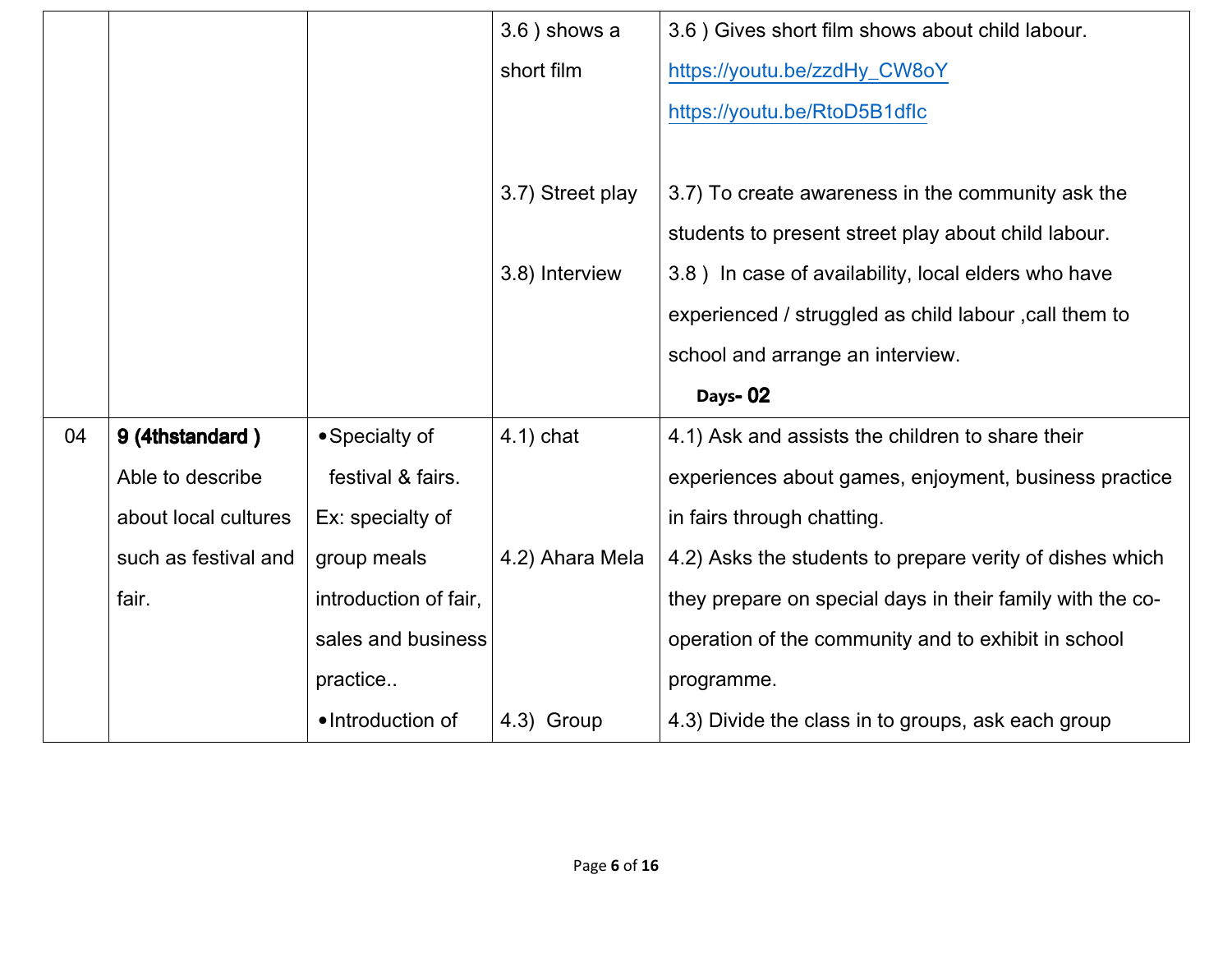| | | | | |
|---|---|---|---|---|
| | | | 3.6 ) shows a short film | 3.6 ) Gives short film shows about child labour. https://youtu.be/zzdHy_CW8oY https://youtu.be/RtoD5B1dflc |
| | | | 3.7) Street play | 3.7) To create awareness in the community ask the students to present street play about child labour. |
| | | | 3.8) Interview | 3.8 ) In case of availability, local elders who have experienced / struggled as child labour ,call them to school and arrange an interview. **Days- 02** |
| 04 | **9 (4thstandard )** Able to describe about local cultures such as festival and fair. | • Specialty of festival & fairs. Ex: specialty of group meals introduction of fair, sales and business practice.. | 4.1) chat | 4.1) Ask and assists the children to share their experiences about games, enjoyment, business practice in fairs through chatting. |
| | | | 4.2) Ahara Mela | 4.2) Asks the students to prepare verity of dishes which they prepare on special days in their family with the co-operation of the community and to exhibit in school programme. |
| | | • Introduction of | 4.3) Group | 4.3) Divide the class in to groups, ask each group |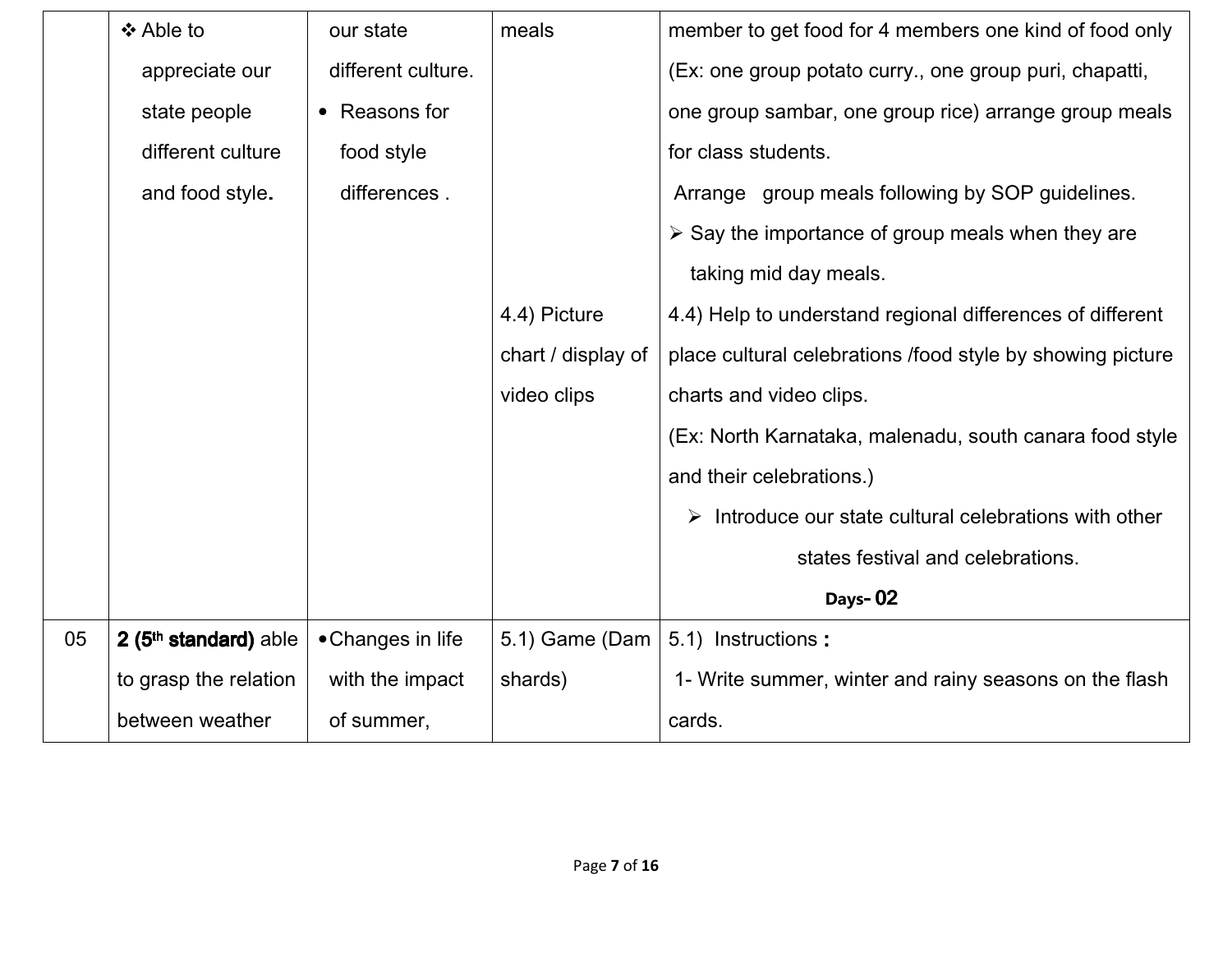|  |  |  |  |  |
|---|---|---|---|---|
|  | ❖ Able to appreciate our state people different culture and food style**.** | our state different culture.<br>• Reasons for food style differences . | meals<br><br><br><br><br><br><br>4.4) Picture chart / display of video clips | member to get food for 4 members one kind of food only (Ex: one group potato curry., one group puri, chapatti, one group sambar, one group rice) arrange group meals for class students.<br>Arrange group meals following by SOP guidelines.<br>➢ Say the importance of group meals when they are taking mid day meals.<br>4.4) Help to understand regional differences of different place cultural celebrations /food style by showing picture charts and video clips.<br>(Ex: North Karnataka, malenadu, south canara food style and their celebrations.)<br>➢ Introduce our state cultural celebrations with other states festival and celebrations.<br>**Days- 02** |
| 05 | **2 (5th standard)** able to grasp the relation between weather | • Changes in life with the impact of summer, | 5.1) Game (Dam shards) | 5.1) Instructions **:**<br>1- Write summer, winter and rainy seasons on the flash cards. |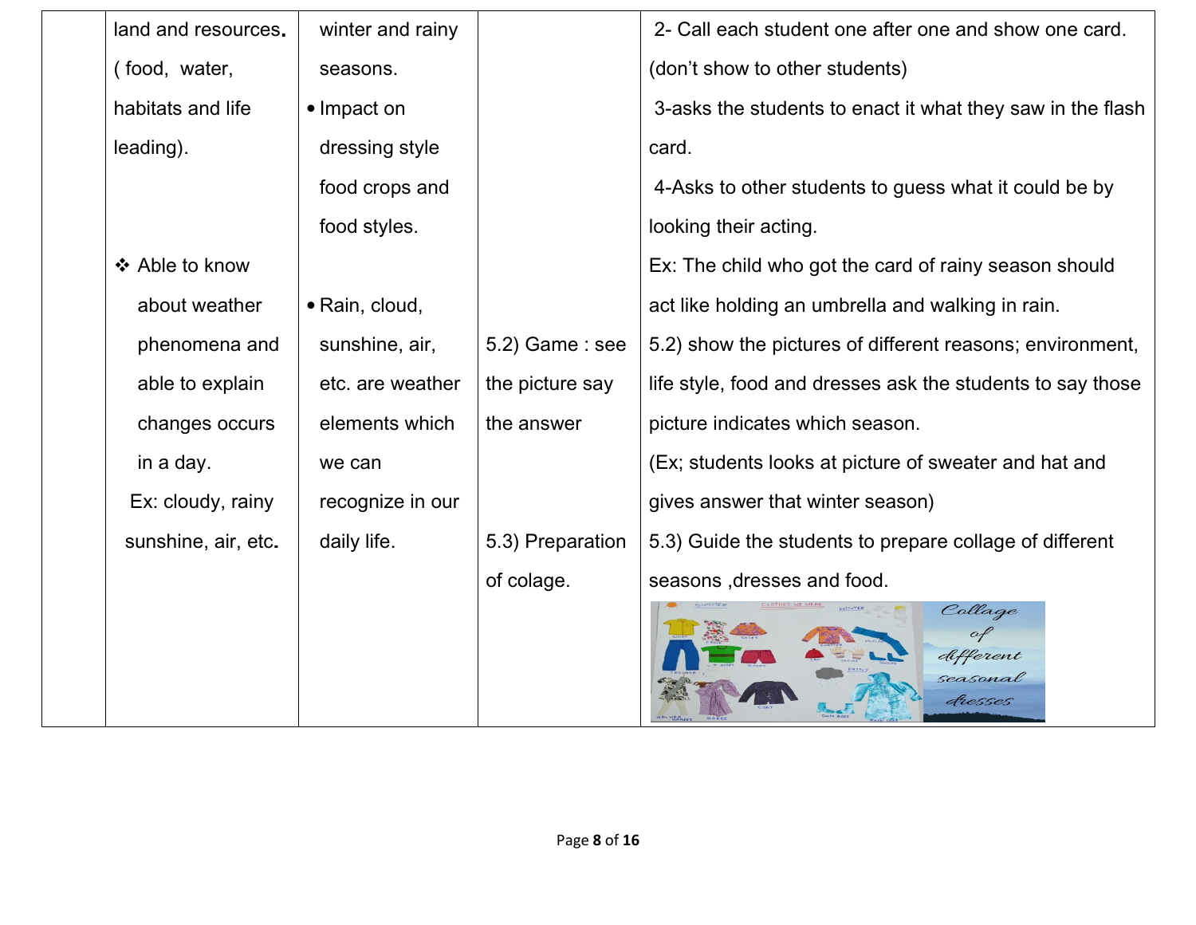| | | | | |
|---|---|---|---|---|
| | land and resources. ( food, water, habitats and life leading).<br><br>❖ Able to know about weather phenomena and able to explain changes occurs in a day.<br>Ex: cloudy, rainy sunshine, air, etc. | winter and rainy seasons.<br>• Impact on dressing style food crops and food styles.<br><br>• Rain, cloud, sunshine, air, etc. are weather elements which we can recognize in our daily life. | <br><br><br><br><br>5.2) Game : see the picture say the answer<br><br>5.3) Preparation of colage. | 2- Call each student one after one and show one card. (don't show to other students)<br>3-asks the students to enact it what they saw in the flash card.<br>4-Asks to other students to guess what it could be by looking their acting.<br>Ex: The child who got the card of rainy season should act like holding an umbrella and walking in rain.<br>5.2) show the pictures of different reasons; environment, life style, food and dresses ask the students to say those picture indicates which season.<br>(Ex; students looks at picture of sweater and hat and gives answer that winter season)<br>5.3) Guide the students to prepare collage of different seasons ,dresses and food. |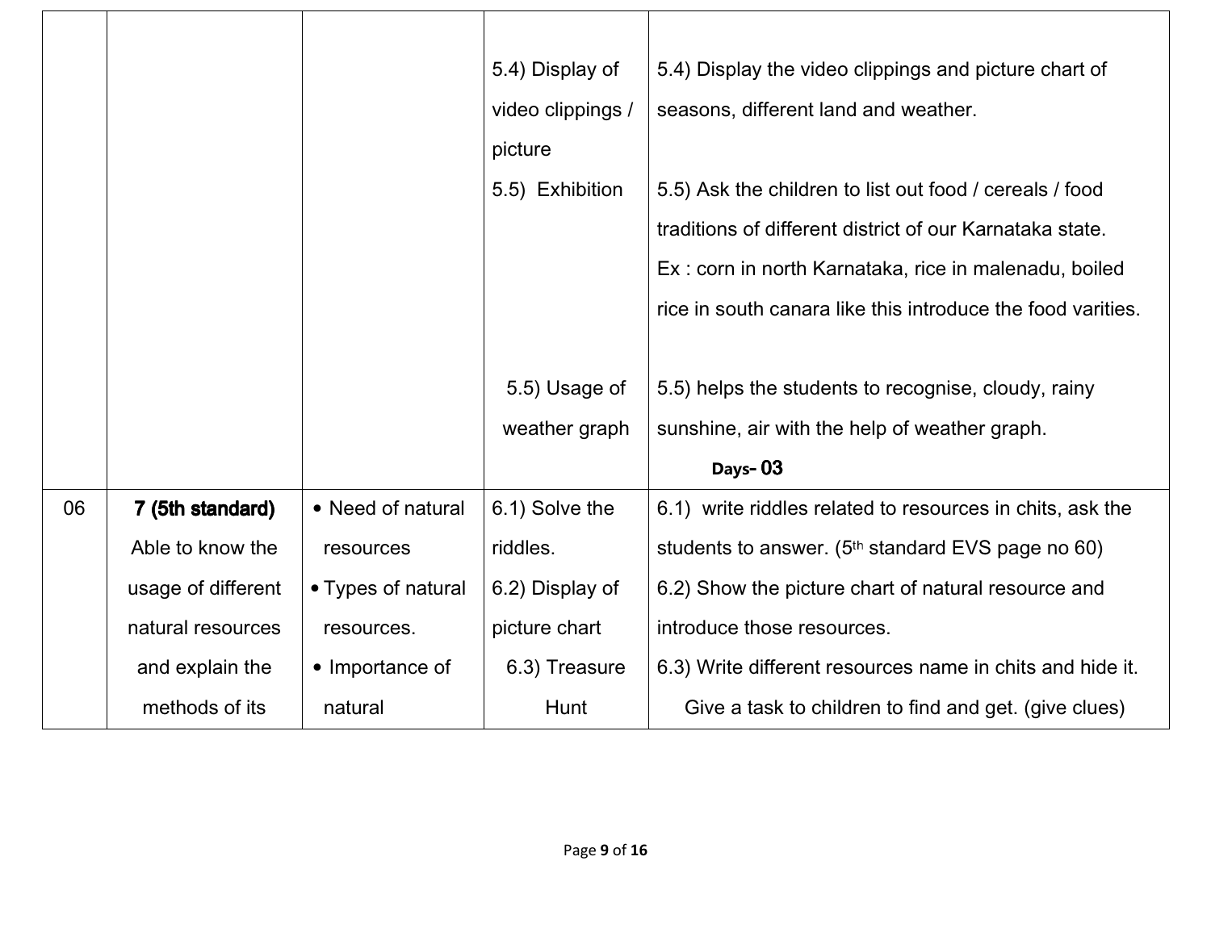| | | | | |
|---|---|---|---|---|
| | | | 5.4) Display of video clippings / picture | 5.4) Display the video clippings and picture chart of seasons, different land and weather. |
| | | | 5.5) Exhibition | 5.5) Ask the children to list out food / cereals / food traditions of different district of our Karnataka state. Ex : corn in north Karnataka, rice in malenadu, boiled rice in south canara like this introduce the food varities. |
| | | | 5.5) Usage of weather graph | 5.5) helps the students to recognise, cloudy, rainy sunshine, air with the help of weather graph. **Days- 03** |
| 06 | **7 (5th standard)** Able to know the usage of different natural resources and explain the methods of its | • Need of natural resources • Types of natural resources. • Importance of natural | 6.1) Solve the riddles. 6.2) Display of picture chart 6.3) Treasure Hunt | 6.1) write riddles related to resources in chits, ask the students to answer. (5th standard EVS page no 60) 6.2) Show the picture chart of natural resource and introduce those resources. 6.3) Write different resources name in chits and hide it. Give a task to children to find and get. (give clues) |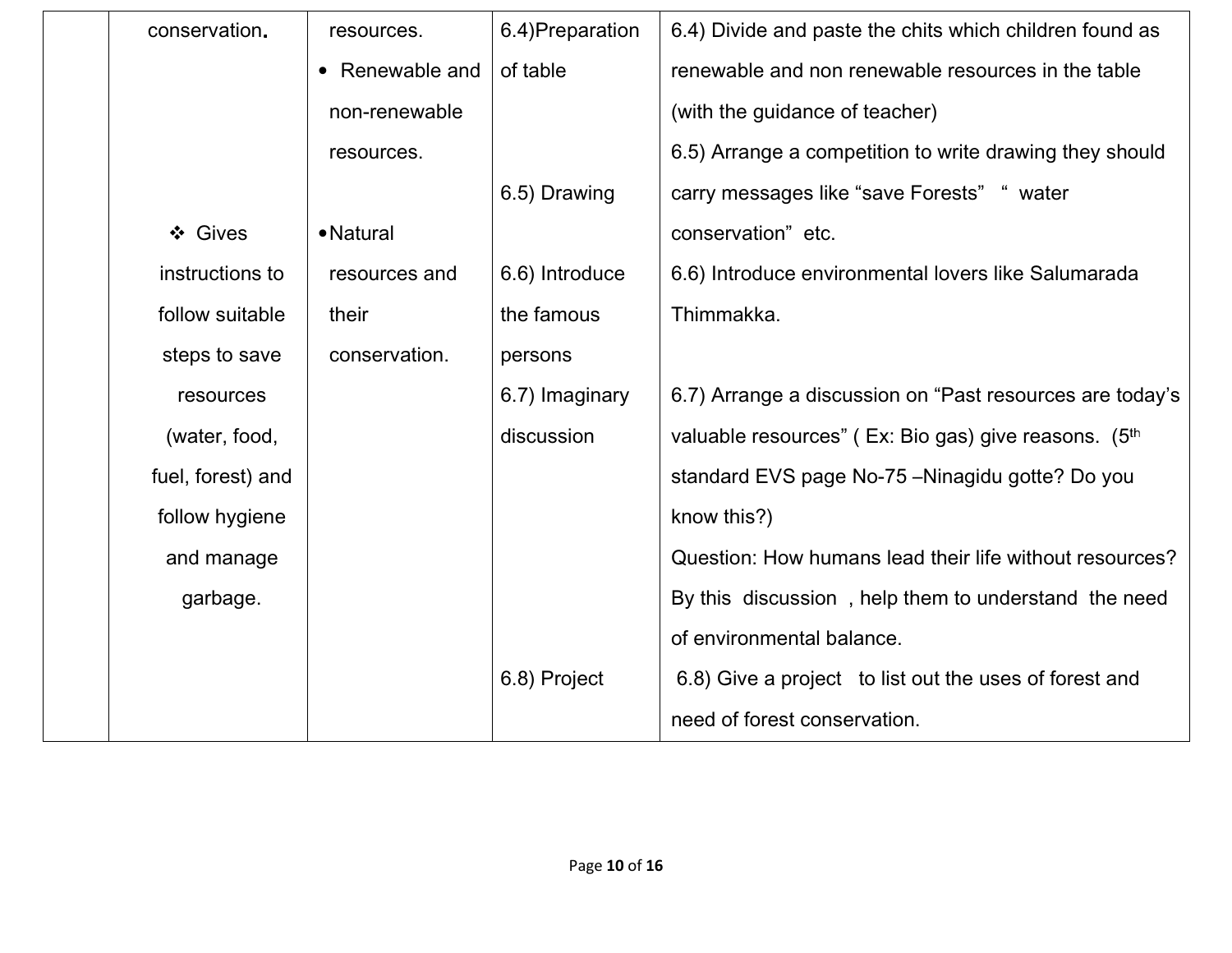| | | | | |
|---|---|---|---|---|
| | conservation. | resources.<br>• Renewable and non-renewable resources. | 6.4)Preparation of table | 6.4) Divide and paste the chits which children found as renewable and non renewable resources in the table (with the guidance of teacher) |
| | | | 6.5) Drawing | 6.5) Arrange a competition to write drawing they should carry messages like "save Forests" " water conservation" etc. |
| | ❖ Gives instructions to follow suitable steps to save resources (water, food, fuel, forest) and follow hygiene and manage garbage. | •Natural resources and their conservation. | 6.6) Introduce the famous persons | 6.6) Introduce environmental lovers like Salumarada Thimmakka. |
| | | | 6.7) Imaginary discussion | 6.7) Arrange a discussion on "Past resources are today's valuable resources" ( Ex: Bio gas) give reasons. (5th standard EVS page No-75 –Ninagidu gotte? Do you know this?)<br>Question: How humans lead their life without resources? By this discussion , help them to understand the need of environmental balance. |
| | | | 6.8) Project | 6.8) Give a project to list out the uses of forest and need of forest conservation. |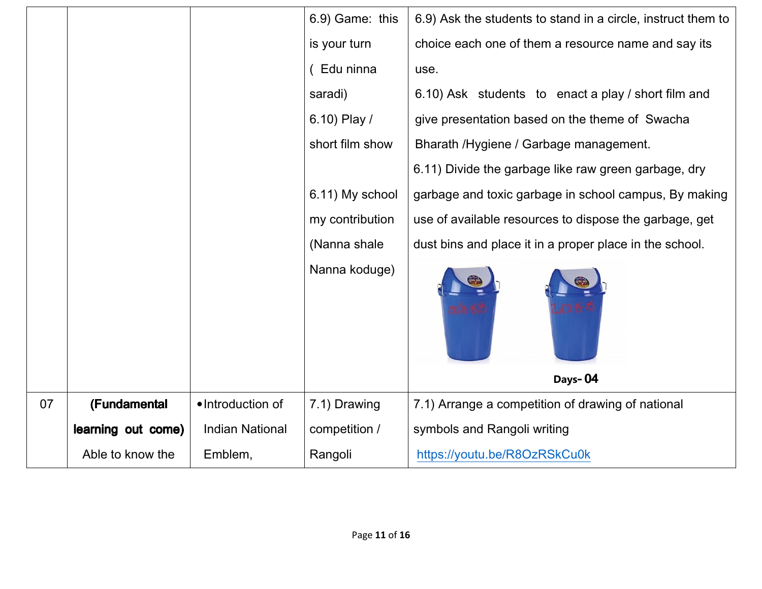| | | | | |
|---|---|---|---|---|
| | | | 6.9) Game: this is your turn ( Edu ninna saradi)<br>6.10) Play / short film show<br><br>6.11) My school my contribution (Nanna shale Nanna koduge) | 6.9) Ask the students to stand in a circle, instruct them to choice each one of them a resource name and say its use.<br>6.10) Ask students to enact a play / short film and give presentation based on the theme of Swacha Bharath /Hygiene / Garbage management.<br>6.11) Divide the garbage like raw green garbage, dry garbage and toxic garbage in school campus, By making use of available resources to dispose the garbage, get dust bins and place it in a proper place in the school.<br><br>**Days- 04** |
| 07 | **(Fundamental learning out come)** Able to know the | • Introduction of Indian National Emblem, | 7.1) Drawing competition / Rangoli | 7.1) Arrange a competition of drawing of national symbols and Rangoli writing https://youtu.be/R8OzRSkCu0k |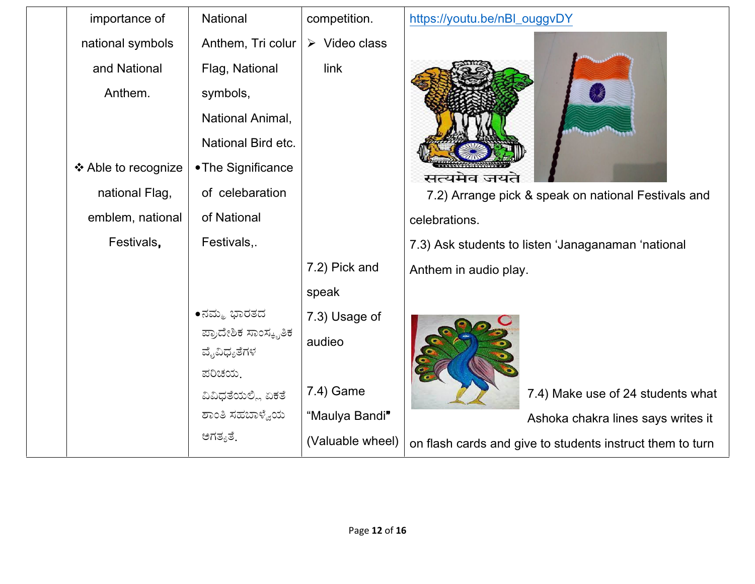| | | | | |
|---|---|---|---|---|
| | importance of national symbols and National Anthem.<br><br>❖ Able to recognize national Flag, emblem, national Festivals, | National Anthem, Tri colur Flag, National symbols, National Animal, National Bird etc.<br><br>• The Significance of celebaration of National Festivals,.<br><br>• ನಮ್ಮ ಭಾರತದ ಪ್ರಾದೇಶಿಕ ಸಾಂಸ್ಕೃತಿಕ ವೈವಿಧ್ಯತೆಗಳ ಪರಿಚಯ. ವಿವಿಧತೆಯಲ್ಲಿ ಏಕತೆ ಶಾಂತಿ ಸಹಬಾಳ್ವೆಯ ಅಗತ್ಯತೆ. | competition.<br>➢ Video class link<br><br>7.2) Pick and speak<br><br>7.3) Usage of audieo<br><br>7.4) Game "Maulya Bandi" (Valuable wheel) | https://youtu.be/nBI_ouggvDY<br><br>7.2) Arrange pick & speak on national Festivals and celebrations.<br><br>7.3) Ask students to listen 'Janaganaman 'national Anthem in audio play.<br><br>7.4) Make use of 24 students what Ashoka chakra lines says writes it on flash cards and give to students instruct them to turn |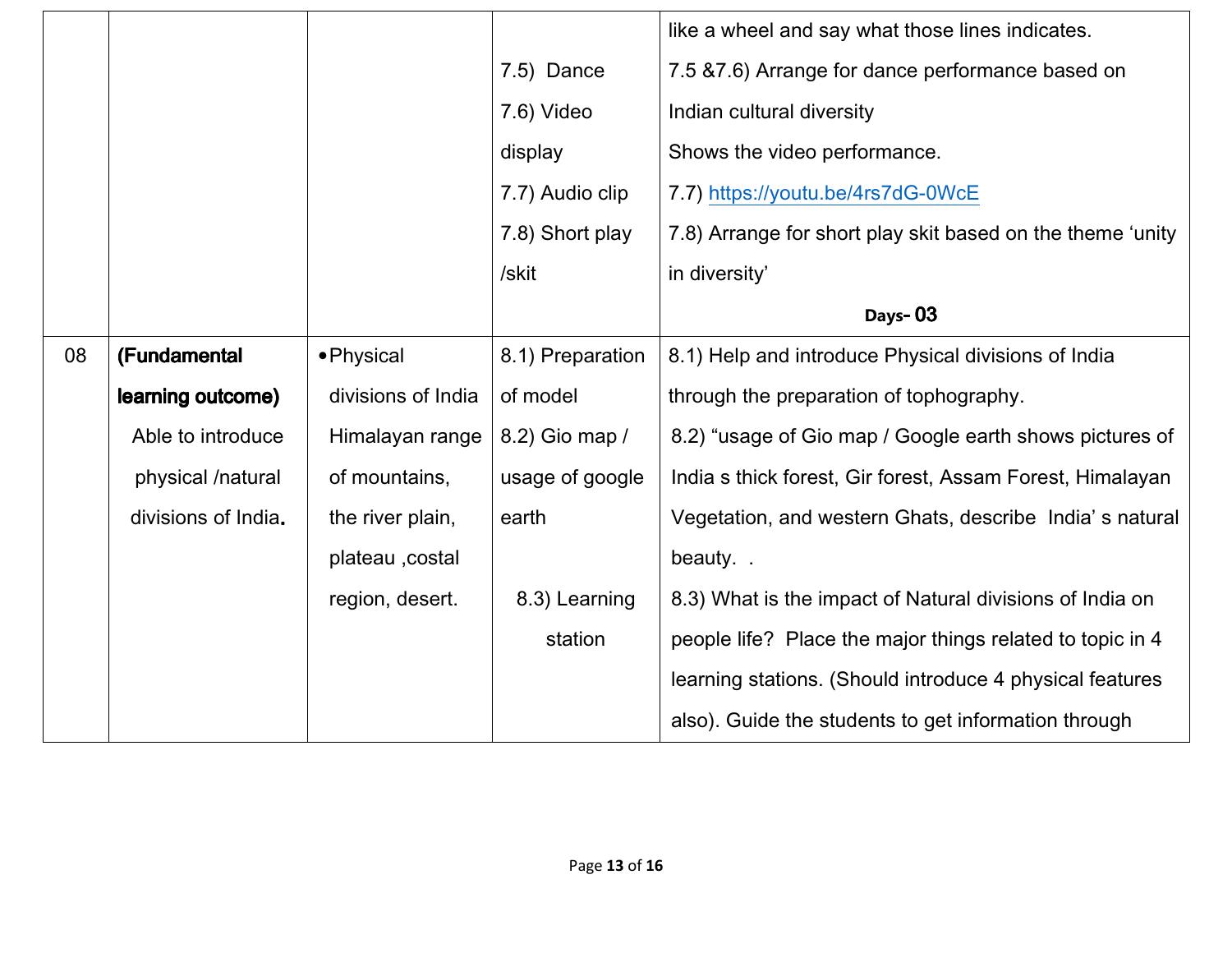| | | | | |
|---|---|---|---|---|
| | | | 7.5) Dance<br>7.6) Video display<br>7.7) Audio clip<br>7.8) Short play /skit | like a wheel and say what those lines indicates.<br>7.5 &7.6) Arrange for dance performance based on Indian cultural diversity<br>Shows the video performance.<br>7.7) https://youtu.be/4rs7dG-0WcE<br>7.8) Arrange for short play skit based on the theme 'unity in diversity'<br>**Days- 03** |
| 08 | **(Fundamental learning outcome)**<br>Able to introduce physical /natural divisions of India. | • Physical divisions of India Himalayan range of mountains, the river plain, plateau ,costal region, desert. | 8.1) Preparation of model<br>8.2) Gio map / usage of google earth<br>8.3) Learning station | 8.1) Help and introduce Physical divisions of India through the preparation of tophography.<br>8.2) "usage of Gio map / Google earth shows pictures of India s thick forest, Gir forest, Assam Forest, Himalayan Vegetation, and western Ghats, describe India' s natural beauty. .<br>8.3) What is the impact of Natural divisions of India on people life? Place the major things related to topic in 4 learning stations. (Should introduce 4 physical features also). Guide the students to get information through |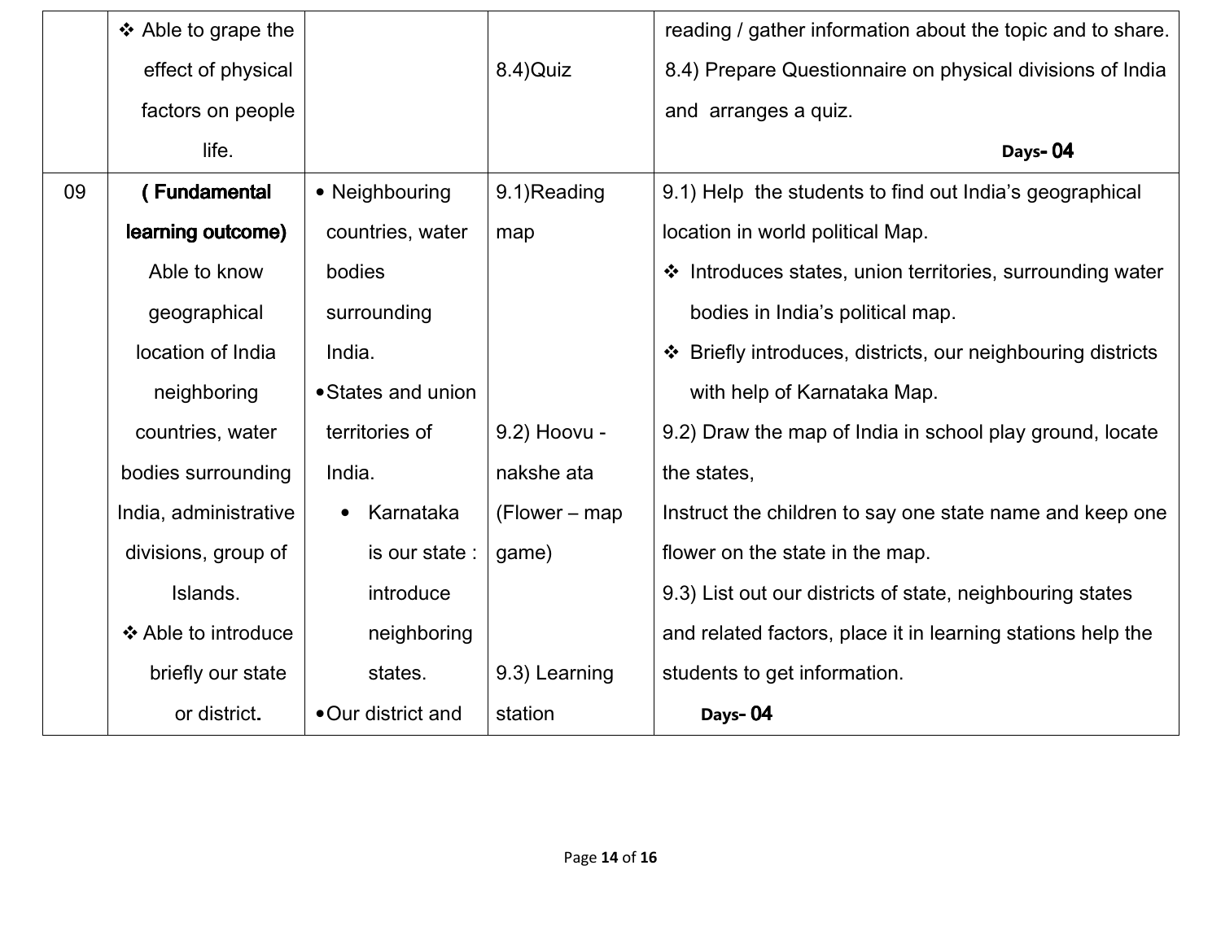| | | | | |
|---|---|---|---|---|
| | ❖ Able to grape the effect of physical factors on people life. | | 8.4)Quiz | reading / gather information about the topic and to share.<br>8.4) Prepare Questionnaire on physical divisions of India and arranges a quiz.<br>**Days- 04** |
| 09 | **( Fundamental learning outcome)**<br>Able to know geographical location of India neighboring countries, water bodies surrounding India, administrative divisions, group of Islands.<br>❖ Able to introduce briefly our state or district. | • Neighbouring countries, water bodies surrounding India.<br>• States and union territories of India.<br>• Karnataka is our state : introduce neighboring states.<br>• Our district and | 9.1)Reading map<br><br>9.2) Hoovu - nakshe ata (Flower – map game)<br><br>9.3) Learning station | 9.1) Help the students to find out India's geographical location in world political Map.<br>❖ Introduces states, union territories, surrounding water bodies in India's political map.<br>❖ Briefly introduces, districts, our neighbouring districts with help of Karnataka Map.<br>9.2) Draw the map of India in school play ground, locate the states,<br>Instruct the children to say one state name and keep one flower on the state in the map.<br>9.3) List out our districts of state, neighbouring states and related factors, place it in learning stations help the students to get information.<br>**Days- 04** |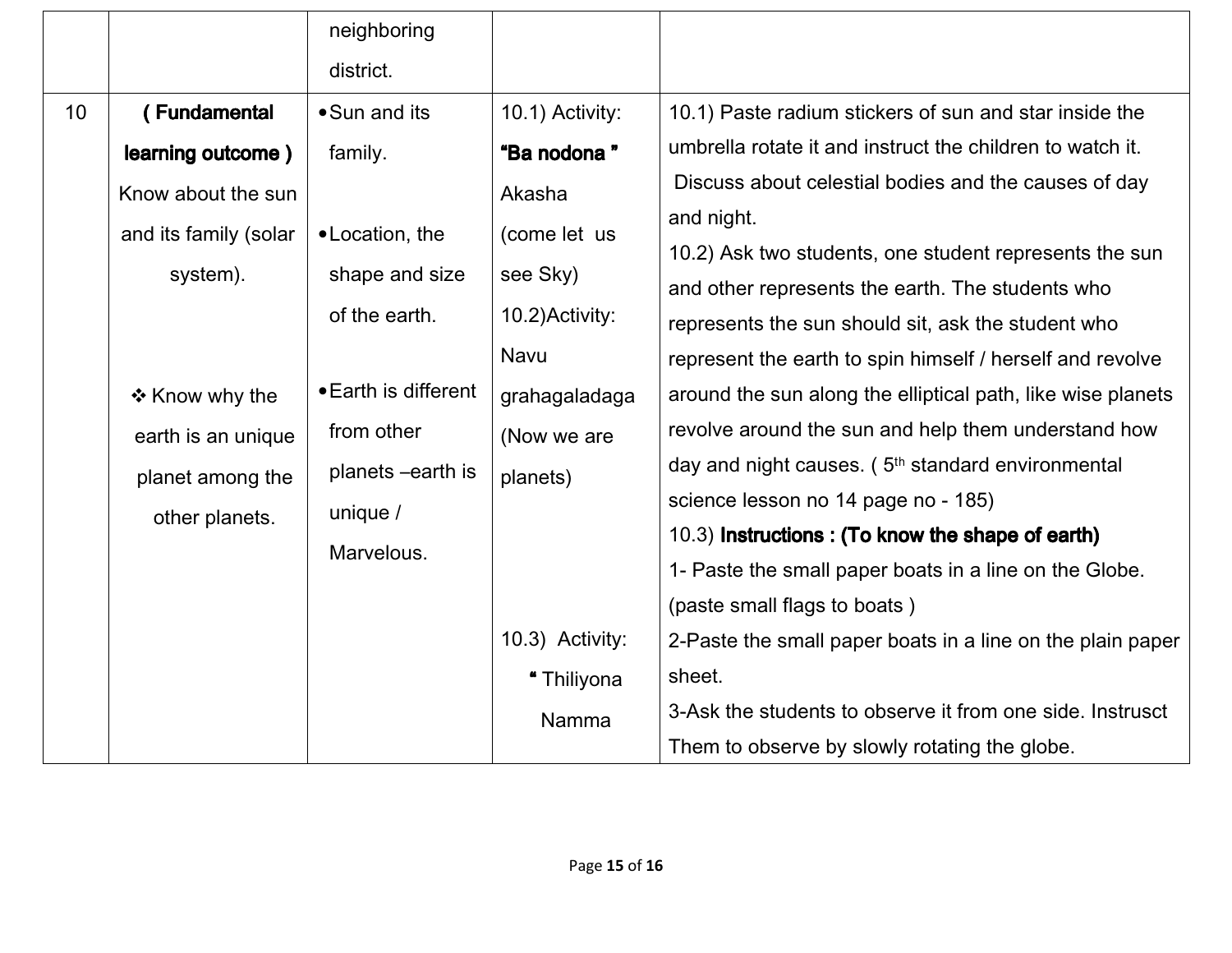| | | neighboring district. | | |
|---|---|---|---|---|
| 10 | **( Fundamental learning outcome )** Know about the sun and its family (solar system).<br><br>❖ Know why the earth is an unique planet among the other planets. | • Sun and its family.<br><br>• Location, the shape and size of the earth.<br><br>• Earth is different from other planets –earth is unique / Marvelous. | 10.1) Activity: **"Ba nodona "** Akasha (come let us see Sky)<br>10.2)Activity: Navu grahagaladaga (Now we are planets)<br><br>10.3) Activity: " Thiliyona Namma | 10.1) Paste radium stickers of sun and star inside the umbrella rotate it and instruct the children to watch it. Discuss about celestial bodies and the causes of day and night.<br>10.2) Ask two students, one student represents the sun and other represents the earth. The students who represents the sun should sit, ask the student who represent the earth to spin himself / herself and revolve around the sun along the elliptical path, like wise planets revolve around the sun and help them understand how day and night causes. ( 5th standard environmental science lesson no 14 page no - 185)<br>10.3) **Instructions : (To know the shape of earth)**<br>1- Paste the small paper boats in a line on the Globe. (paste small flags to boats )<br>2-Paste the small paper boats in a line on the plain paper sheet.<br>3-Ask the students to observe it from one side. Instrusct Them to observe by slowly rotating the globe. |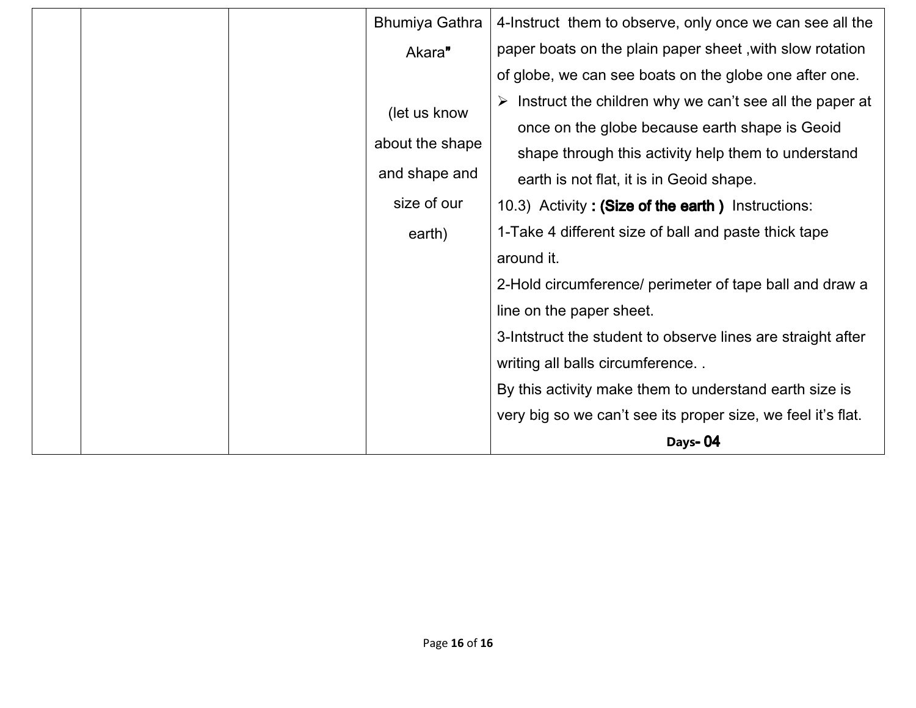| | | | | |
|---|---|---|---|---|
| | | | Bhumiya Gathra Akara" <br><br> (let us know about the shape and shape and size of our earth) | 4-Instruct them to observe, only once we can see all the paper boats on the plain paper sheet ,with slow rotation of globe, we can see boats on the globe one after one. <br> ➢ Instruct the children why we can't see all the paper at once on the globe because earth shape is Geoid shape through this activity help them to understand earth is not flat, it is in Geoid shape. <br> 10.3) Activity **: (Size of the earth )** Instructions: <br> 1-Take 4 different size of ball and paste thick tape around it. <br> 2-Hold circumference/ perimeter of tape ball and draw a line on the paper sheet. <br> 3-Intstruct the student to observe lines are straight after writing all balls circumference. . <br> By this activity make them to understand earth size is very big so we can't see its proper size, we feel it's flat. <br> **Days- 04** |